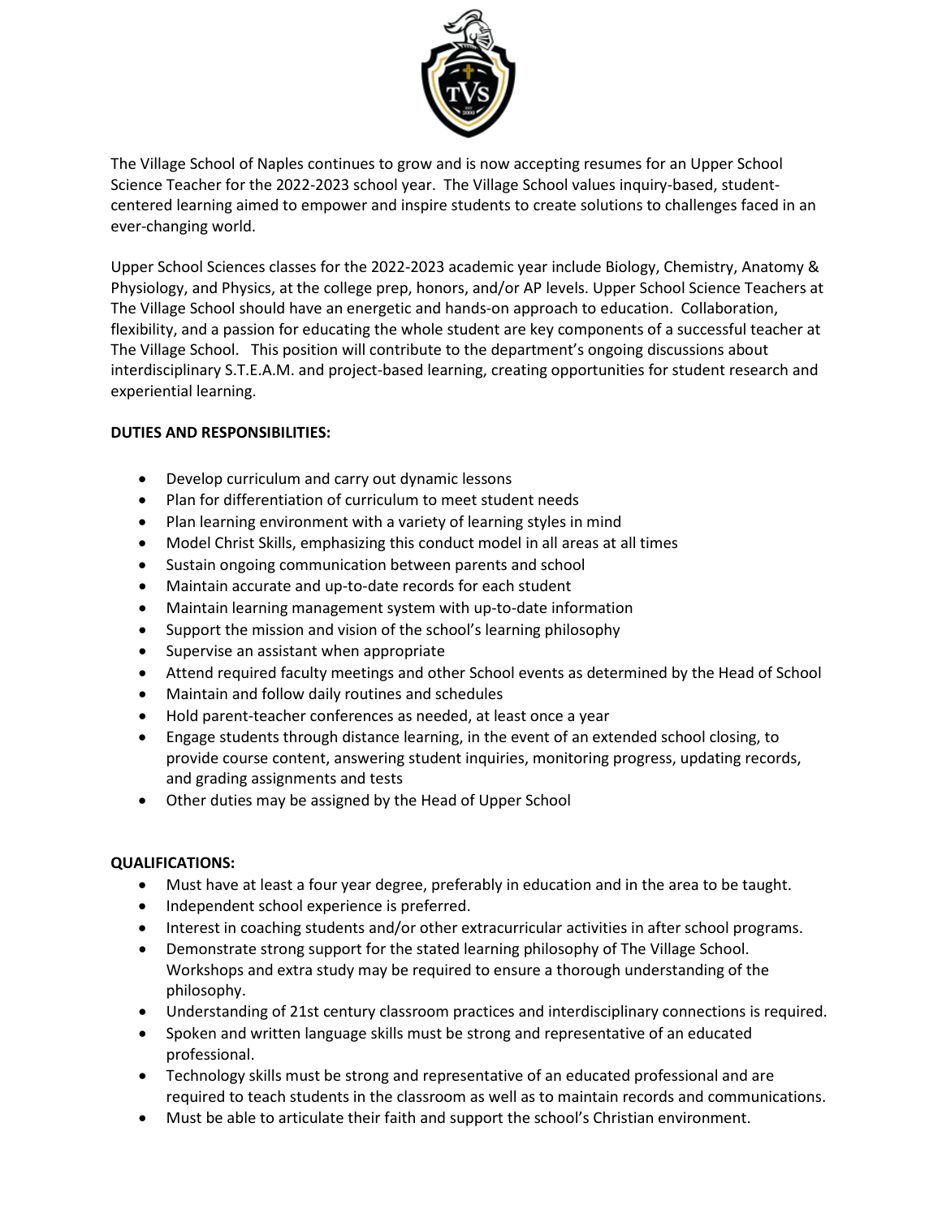The Village School of Naples continues to grow and is now accepting resumes for an Upper School Science Teacher for the 2022-2023 school year. The Village School values inquiry-based, student-centered learning aimed to empower and inspire students to create solutions to challenges faced in an ever-changing world.

Upper School Sciences classes for the 2022-2023 academic year include Biology, Chemistry, Anatomy & Physiology, and Physics, at the college prep, honors, and/or AP levels. Upper School Science Teachers at The Village School should have an energetic and hands-on approach to education. Collaboration, flexibility, and a passion for educating the whole student are key components of a successful teacher at The Village School. This position will contribute to the department's ongoing discussions about interdisciplinary S.T.E.A.M. and project-based learning, creating opportunities for student research and experiential learning.

**DUTIES AND RESPONSIBILITIES:**

- Develop curriculum and carry out dynamic lessons
- Plan for differentiation of curriculum to meet student needs
- Plan learning environment with a variety of learning styles in mind
- Model Christ Skills, emphasizing this conduct model in all areas at all times
- Sustain ongoing communication between parents and school
- Maintain accurate and up-to-date records for each student
- Maintain learning management system with up-to-date information
- Support the mission and vision of the school's learning philosophy
- Supervise an assistant when appropriate
- Attend required faculty meetings and other School events as determined by the Head of School
- Maintain and follow daily routines and schedules
- Hold parent-teacher conferences as needed, at least once a year
- Engage students through distance learning, in the event of an extended school closing, to provide course content, answering student inquiries, monitoring progress, updating records, and grading assignments and tests
- Other duties may be assigned by the Head of Upper School

**QUALIFICATIONS:**

- Must have at least a four year degree, preferably in education and in the area to be taught.
- Independent school experience is preferred.
- Interest in coaching students and/or other extracurricular activities in after school programs.
- Demonstrate strong support for the stated learning philosophy of The Village School. Workshops and extra study may be required to ensure a thorough understanding of the philosophy.
- Understanding of 21st century classroom practices and interdisciplinary connections is required.
- Spoken and written language skills must be strong and representative of an educated professional.
- Technology skills must be strong and representative of an educated professional and are required to teach students in the classroom as well as to maintain records and communications.
- Must be able to articulate their faith and support the school's Christian environment.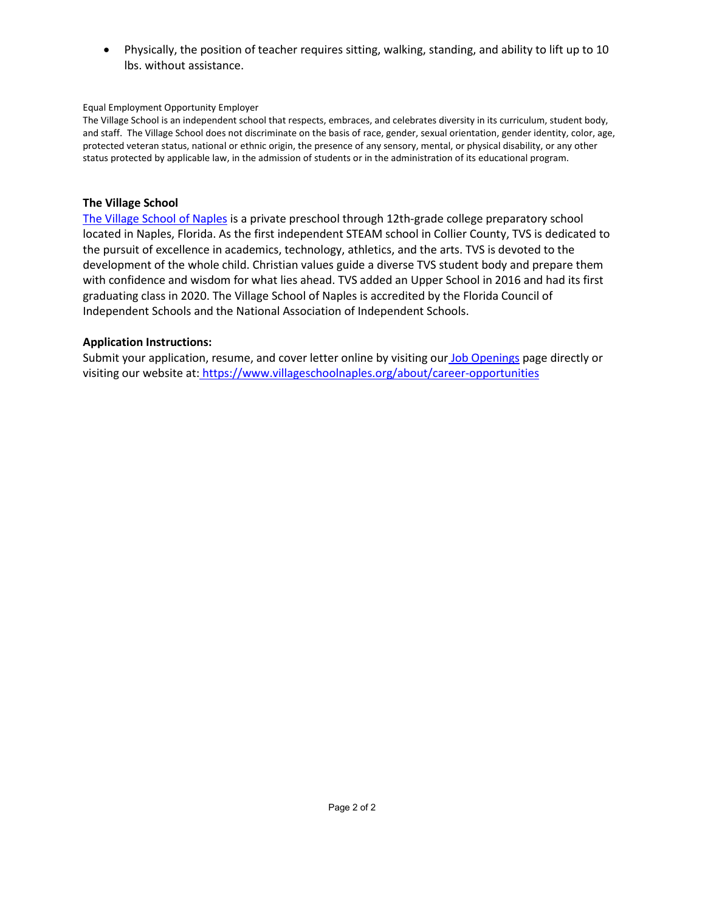- Physically, the position of teacher requires sitting, walking, standing, and ability to lift up to 10 lbs. without assistance.

Equal Employment Opportunity Employer

The Village School is an independent school that respects, embraces, and celebrates diversity in its curriculum, student body, and staff. The Village School does not discriminate on the basis of race, gender, sexual orientation, gender identity, color, age, protected veteran status, national or ethnic origin, the presence of any sensory, mental, or physical disability, or any other status protected by applicable law, in the admission of students or in the administration of its educational program.

**The Village School**

The Village School of Naples is a private preschool through 12th-grade college preparatory school located in Naples, Florida. As the first independent STEAM school in Collier County, TVS is dedicated to the pursuit of excellence in academics, technology, athletics, and the arts. TVS is devoted to the development of the whole child. Christian values guide a diverse TVS student body and prepare them with confidence and wisdom for what lies ahead. TVS added an Upper School in 2016 and had its first graduating class in 2020. The Village School of Naples is accredited by the Florida Council of Independent Schools and the National Association of Independent Schools.

**Application Instructions:**

Submit your application, resume, and cover letter online by visiting our Job Openings page directly or visiting our website at: https://www.villageschoolnaples.org/about/career-opportunities